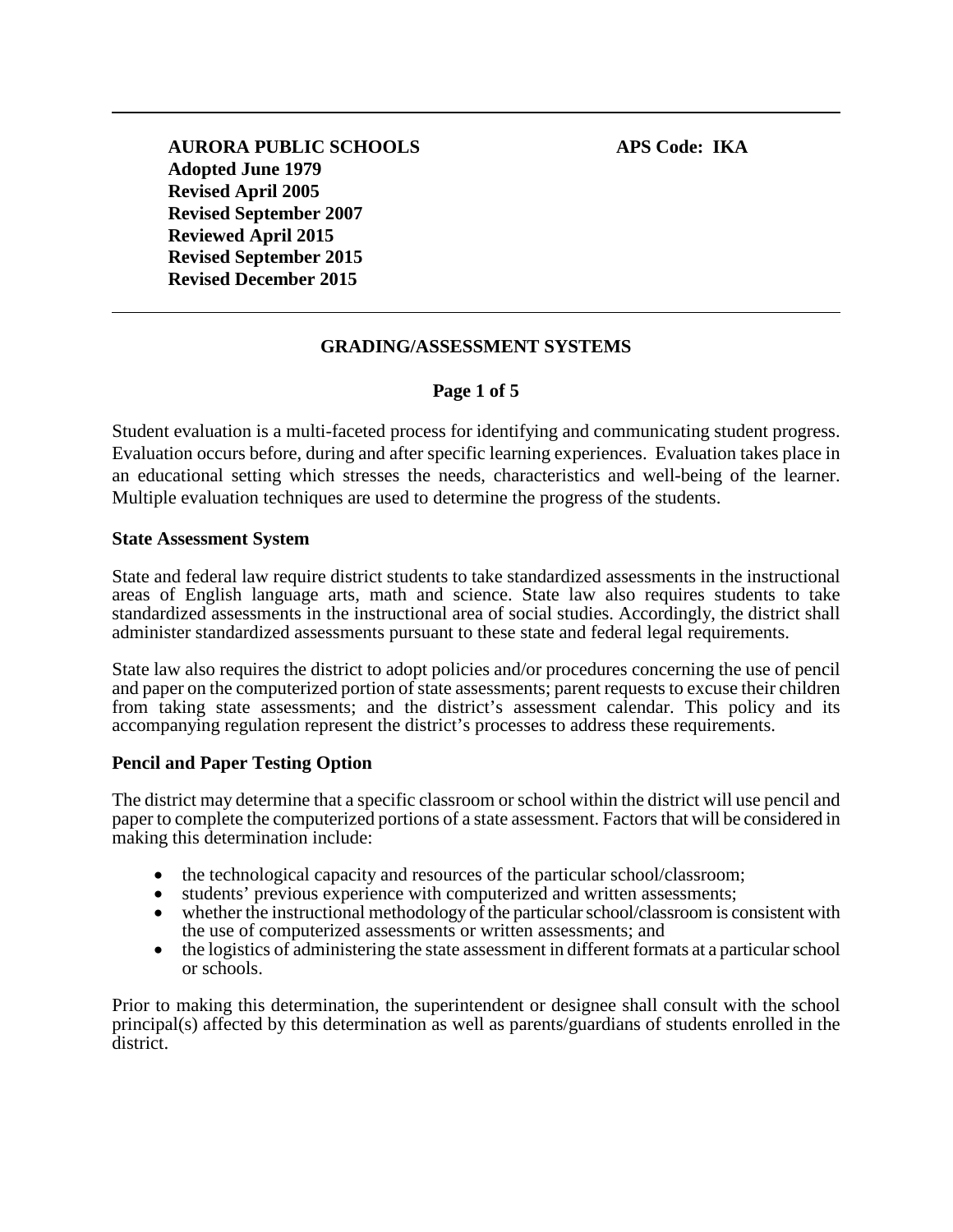**AURORA PUBLIC SCHOOLS** **APS Code: IKA**
**Adopted June 1979**
**Revised April 2005**
**Revised September 2007**
**Reviewed April 2015**
**Revised September 2015**
**Revised December 2015**

---

# GRADING/ASSESSMENT SYSTEMS

Student evaluation is a multi-faceted process for identifying and communicating student progress. Evaluation occurs before, during and after specific learning experiences. Evaluation takes place in an educational setting which stresses the needs, characteristics and well-being of the learner. Multiple evaluation techniques are used to determine the progress of the students.

## State Assessment System

State and federal law require district students to take standardized assessments in the instructional areas of English language arts, math and science. State law also requires students to take standardized assessments in the instructional area of social studies. Accordingly, the district shall administer standardized assessments pursuant to these state and federal legal requirements.

State law also requires the district to adopt policies and/or procedures concerning the use of pencil and paper on the computerized portion of state assessments; parent requests to excuse their children from taking state assessments; and the district's assessment calendar. This policy and its accompanying regulation represent the district's processes to address these requirements.

## Pencil and Paper Testing Option

The district may determine that a specific classroom or school within the district will use pencil and paper to complete the computerized portions of a state assessment. Factors that will be considered in making this determination include:

- the technological capacity and resources of the particular school/classroom;
- students' previous experience with computerized and written assessments;
- whether the instructional methodology of the particular school/classroom is consistent with the use of computerized assessments or written assessments; and
- the logistics of administering the state assessment in different formats at a particular school or schools.

Prior to making this determination, the superintendent or designee shall consult with the school principal(s) affected by this determination as well as parents/guardians of students enrolled in the district.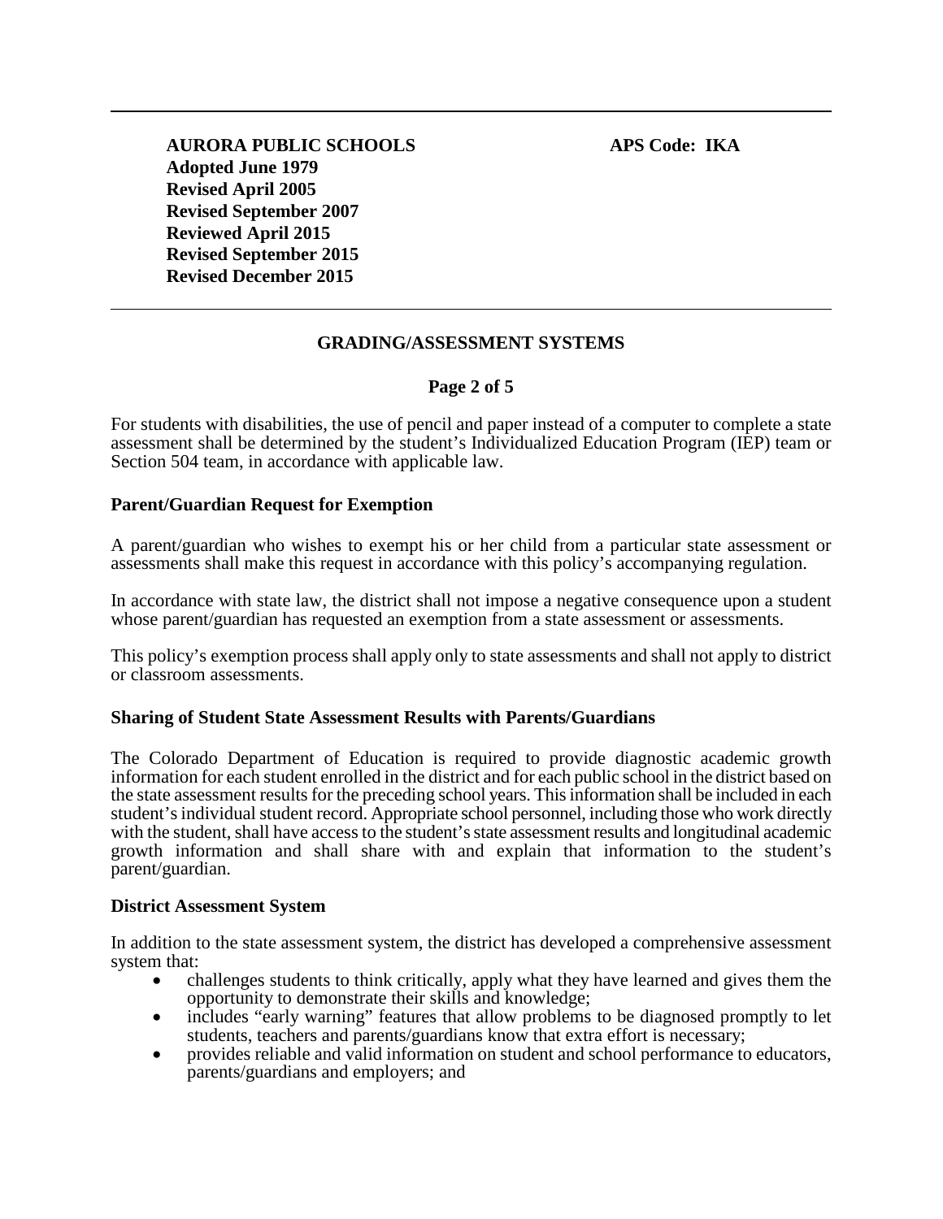For students with disabilities, the use of pencil and paper instead of a computer to complete a state assessment shall be determined by the student's Individualized Education Program (IEP) team or Section 504 team, in accordance with applicable law.

**Parent/Guardian Request for Exemption**

A parent/guardian who wishes to exempt his or her child from a particular state assessment or assessments shall make this request in accordance with this policy's accompanying regulation.

In accordance with state law, the district shall not impose a negative consequence upon a student whose parent/guardian has requested an exemption from a state assessment or assessments.

This policy's exemption process shall apply only to state assessments and shall not apply to district or classroom assessments.

**Sharing of Student State Assessment Results with Parents/Guardians**

The Colorado Department of Education is required to provide diagnostic academic growth information for each student enrolled in the district and for each public school in the district based on the state assessment results for the preceding school years. This information shall be included in each student's individual student record. Appropriate school personnel, including those who work directly with the student, shall have access to the student's state assessment results and longitudinal academic growth information and shall share with and explain that information to the student's parent/guardian.

**District Assessment System**

In addition to the state assessment system, the district has developed a comprehensive assessment system that:

- challenges students to think critically, apply what they have learned and gives them the opportunity to demonstrate their skills and knowledge;
- includes "early warning" features that allow problems to be diagnosed promptly to let students, teachers and parents/guardians know that extra effort is necessary;
- provides reliable and valid information on student and school performance to educators, parents/guardians and employers; and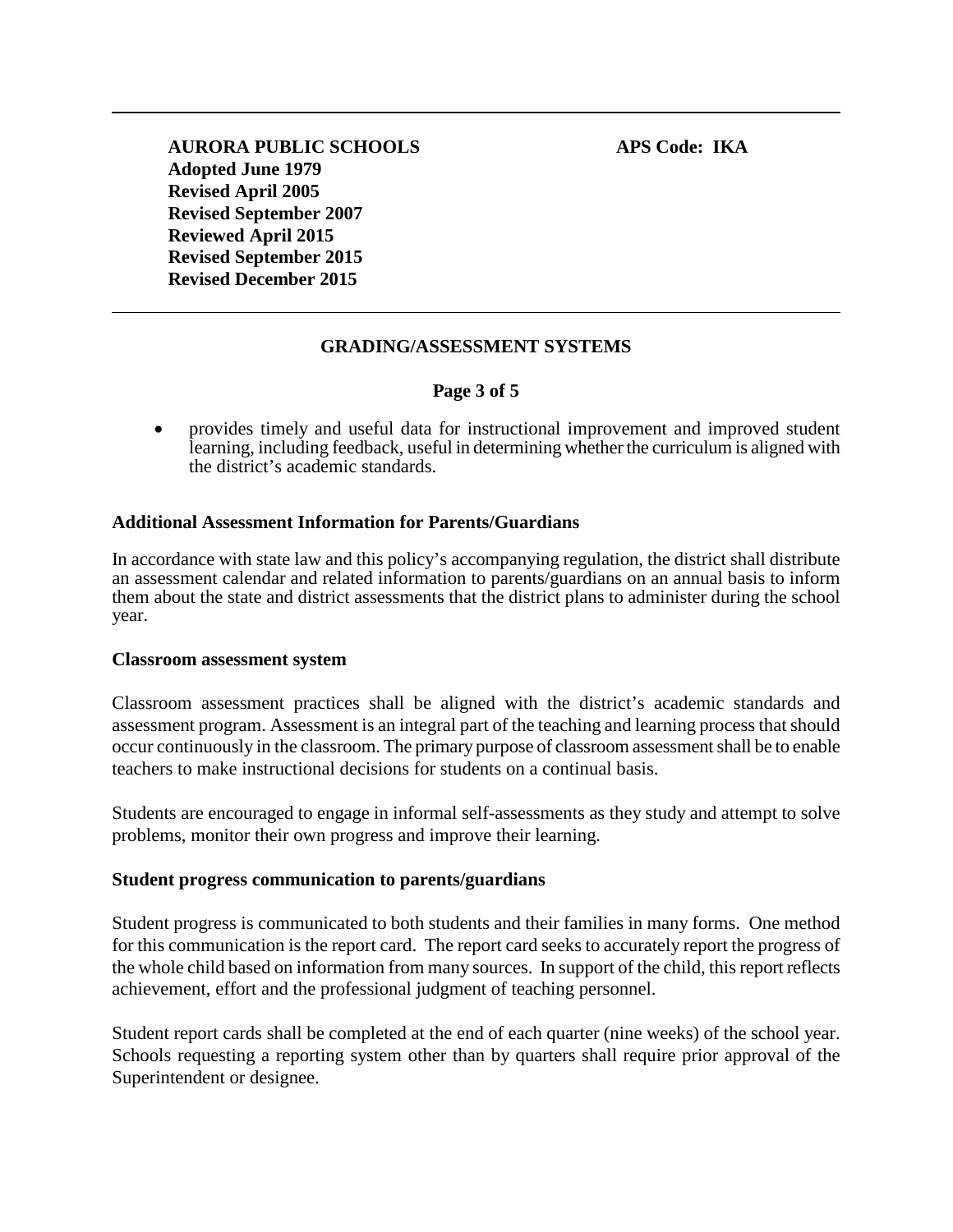- provides timely and useful data for instructional improvement and improved student learning, including feedback, useful in determining whether the curriculum is aligned with the district's academic standards.

**Additional Assessment Information for Parents/Guardians**

In accordance with state law and this policy's accompanying regulation, the district shall distribute an assessment calendar and related information to parents/guardians on an annual basis to inform them about the state and district assessments that the district plans to administer during the school year.

**Classroom assessment system**

Classroom assessment practices shall be aligned with the district's academic standards and assessment program. Assessment is an integral part of the teaching and learning process that should occur continuously in the classroom. The primary purpose of classroom assessment shall be to enable teachers to make instructional decisions for students on a continual basis.

Students are encouraged to engage in informal self-assessments as they study and attempt to solve problems, monitor their own progress and improve their learning.

**Student progress communication to parents/guardians**

Student progress is communicated to both students and their families in many forms. One method for this communication is the report card. The report card seeks to accurately report the progress of the whole child based on information from many sources. In support of the child, this report reflects achievement, effort and the professional judgment of teaching personnel.

Student report cards shall be completed at the end of each quarter (nine weeks) of the school year. Schools requesting a reporting system other than by quarters shall require prior approval of the Superintendent or designee.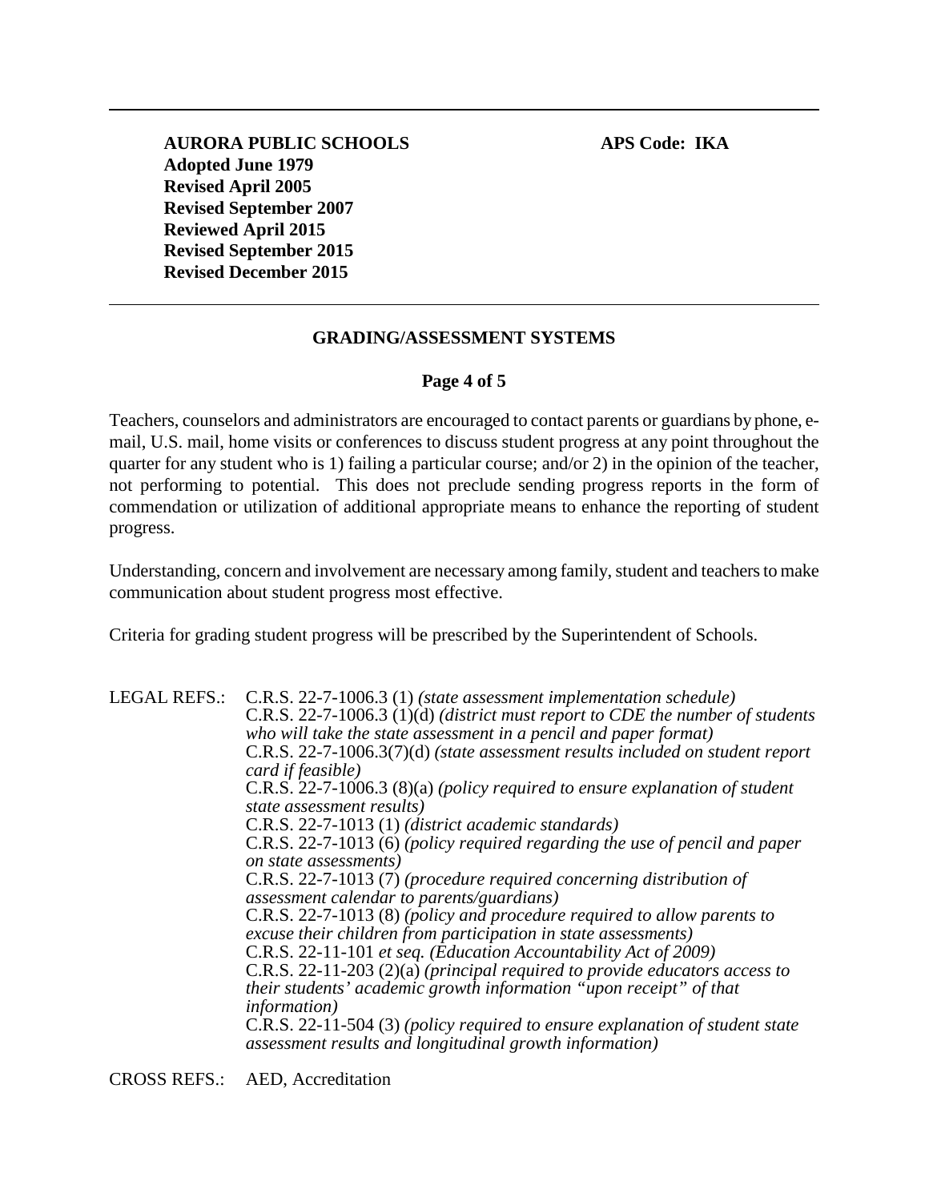**AURORA PUBLIC SCHOOLS** **APS Code: IKA**
**Adopted June 1979**
**Revised April 2005**
**Revised September 2007**
**Reviewed April 2015**
**Revised September 2015**
**Revised December 2015**

## GRADING/ASSESSMENT SYSTEMS

Teachers, counselors and administrators are encouraged to contact parents or guardians by phone, e-mail, U.S. mail, home visits or conferences to discuss student progress at any point throughout the quarter for any student who is 1) failing a particular course; and/or 2) in the opinion of the teacher, not performing to potential. This does not preclude sending progress reports in the form of commendation or utilization of additional appropriate means to enhance the reporting of student progress.

Understanding, concern and involvement are necessary among family, student and teachers to make communication about student progress most effective.

Criteria for grading student progress will be prescribed by the Superintendent of Schools.

LEGAL REFS.:
C.R.S. 22-7-1006.3 (1) *(state assessment implementation schedule)*
C.R.S. 22-7-1006.3 (1)(d) *(district must report to CDE the number of students who will take the state assessment in a pencil and paper format)*
C.R.S. 22-7-1006.3(7)(d) *(state assessment results included on student report card if feasible)*
C.R.S. 22-7-1006.3 (8)(a) *(policy required to ensure explanation of student state assessment results)*
C.R.S. 22-7-1013 (1) *(district academic standards)*
C.R.S. 22-7-1013 (6) *(policy required regarding the use of pencil and paper on state assessments)*
C.R.S. 22-7-1013 (7) *(procedure required concerning distribution of assessment calendar to parents/guardians)*
C.R.S. 22-7-1013 (8) *(policy and procedure required to allow parents to excuse their children from participation in state assessments)*
C.R.S. 22-11-101 *et seq. (Education Accountability Act of 2009)*
C.R.S. 22-11-203 (2)(a) *(principal required to provide educators access to their students' academic growth information "upon receipt" of that information)*
C.R.S. 22-11-504 (3) *(policy required to ensure explanation of student state assessment results and longitudinal growth information)*

CROSS REFS.: AED, Accreditation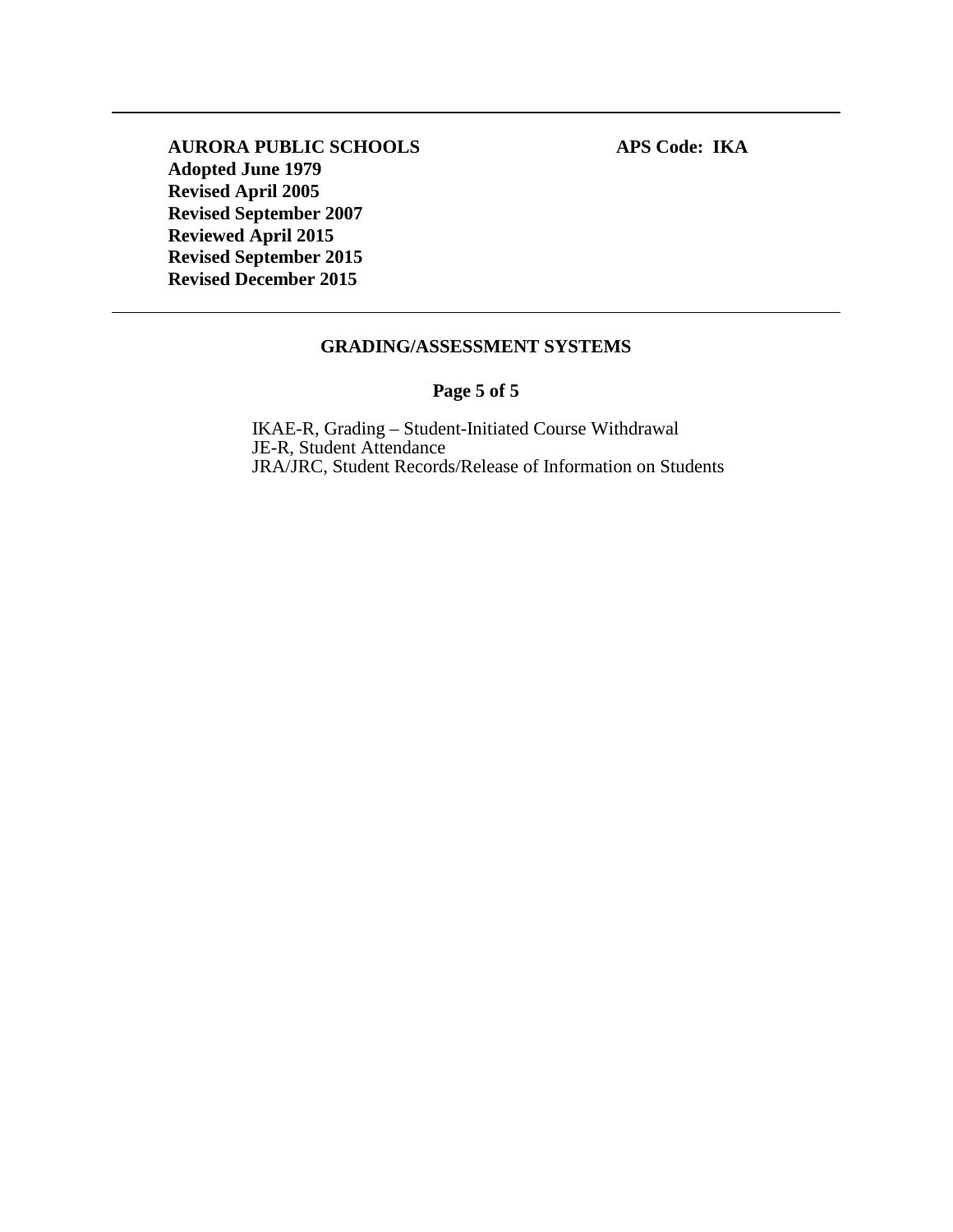**AURORA PUBLIC SCHOOLS** **APS Code: IKA**
**Adopted June 1979**
**Revised April 2005**
**Revised September 2007**
**Reviewed April 2015**
**Revised September 2015**
**Revised December 2015**

---

**GRADING/ASSESSMENT SYSTEMS**

IKAE-R, Grading – Student-Initiated Course Withdrawal
JE-R, Student Attendance
JRA/JRC, Student Records/Release of Information on Students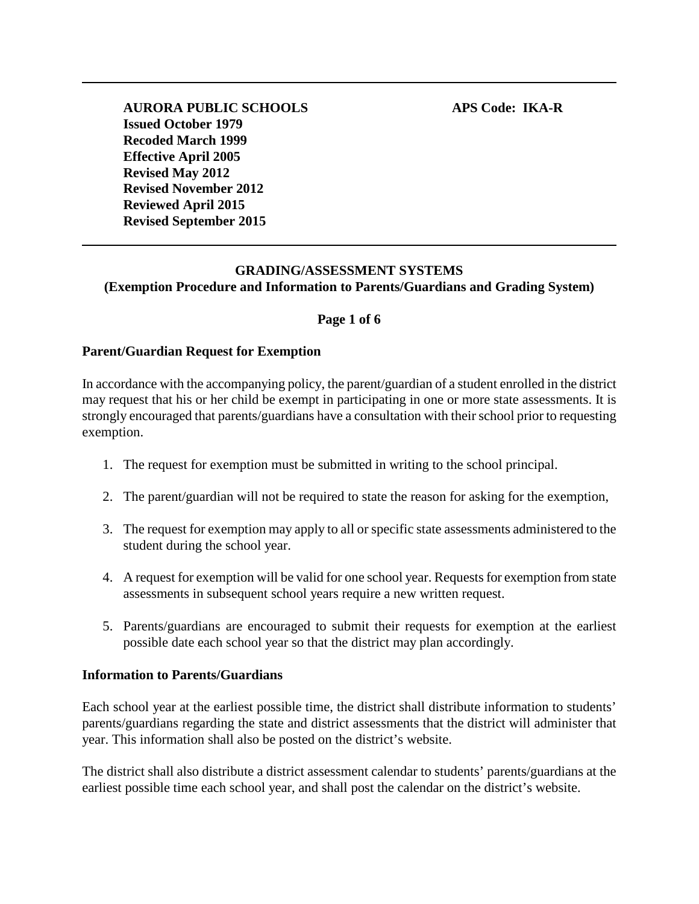**AURORA PUBLIC SCHOOLS** **APS Code: IKA-R**
**Issued October 1979**
**Recoded March 1999**
**Effective April 2005**
**Revised May 2012**
**Revised November 2012**
**Reviewed April 2015**
**Revised September 2015**

---

## GRADING/ASSESSMENT SYSTEMS
### (Exemption Procedure and Information to Parents/Guardians and Grading System)

### Parent/Guardian Request for Exemption

In accordance with the accompanying policy, the parent/guardian of a student enrolled in the district may request that his or her child be exempt in participating in one or more state assessments. It is strongly encouraged that parents/guardians have a consultation with their school prior to requesting exemption.

1. The request for exemption must be submitted in writing to the school principal.
2. The parent/guardian will not be required to state the reason for asking for the exemption,
3. The request for exemption may apply to all or specific state assessments administered to the student during the school year.
4. A request for exemption will be valid for one school year. Requests for exemption from state assessments in subsequent school years require a new written request.
5. Parents/guardians are encouraged to submit their requests for exemption at the earliest possible date each school year so that the district may plan accordingly.

### Information to Parents/Guardians

Each school year at the earliest possible time, the district shall distribute information to students' parents/guardians regarding the state and district assessments that the district will administer that year. This information shall also be posted on the district's website.

The district shall also distribute a district assessment calendar to students' parents/guardians at the earliest possible time each school year, and shall post the calendar on the district's website.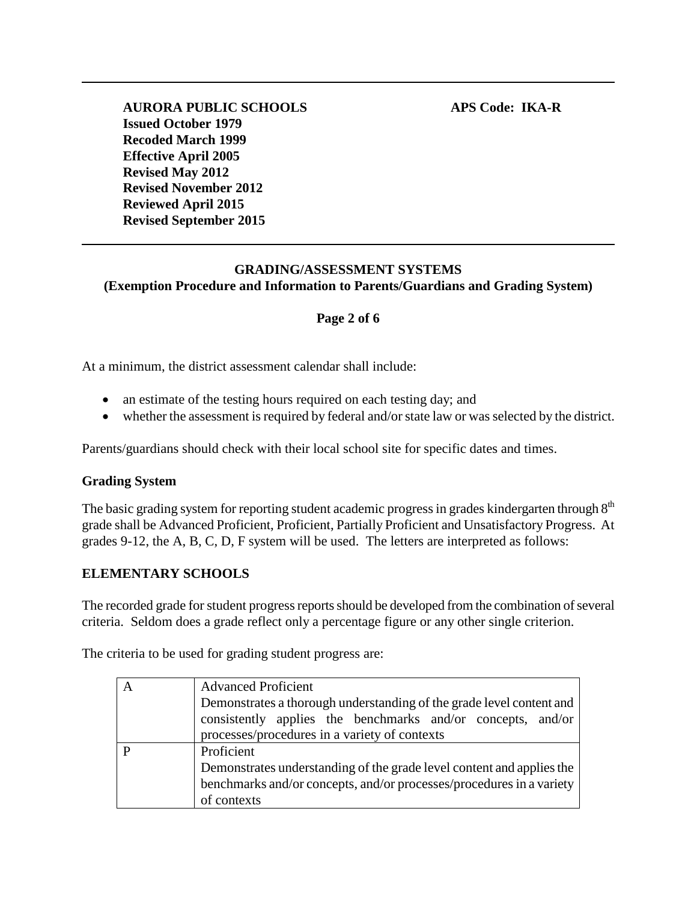At a minimum, the district assessment calendar shall include:

- an estimate of the testing hours required on each testing day; and
- whether the assessment is required by federal and/or state law or was selected by the district.

Parents/guardians should check with their local school site for specific dates and times.

### Grading System

The basic grading system for reporting student academic progress in grades kindergarten through 8th grade shall be Advanced Proficient, Proficient, Partially Proficient and Unsatisfactory Progress. At grades 9-12, the A, B, C, D, F system will be used. The letters are interpreted as follows:

### ELEMENTARY SCHOOLS

The recorded grade for student progress reports should be developed from the combination of several criteria. Seldom does a grade reflect only a percentage figure or any other single criterion.

The criteria to be used for grading student progress are:

| | |
|---|---|
| A | Advanced Proficient<br>Demonstrates a thorough understanding of the grade level content and consistently applies the benchmarks and/or concepts, and/or processes/procedures in a variety of contexts |
| P | Proficient<br>Demonstrates understanding of the grade level content and applies the benchmarks and/or concepts, and/or processes/procedures in a variety of contexts |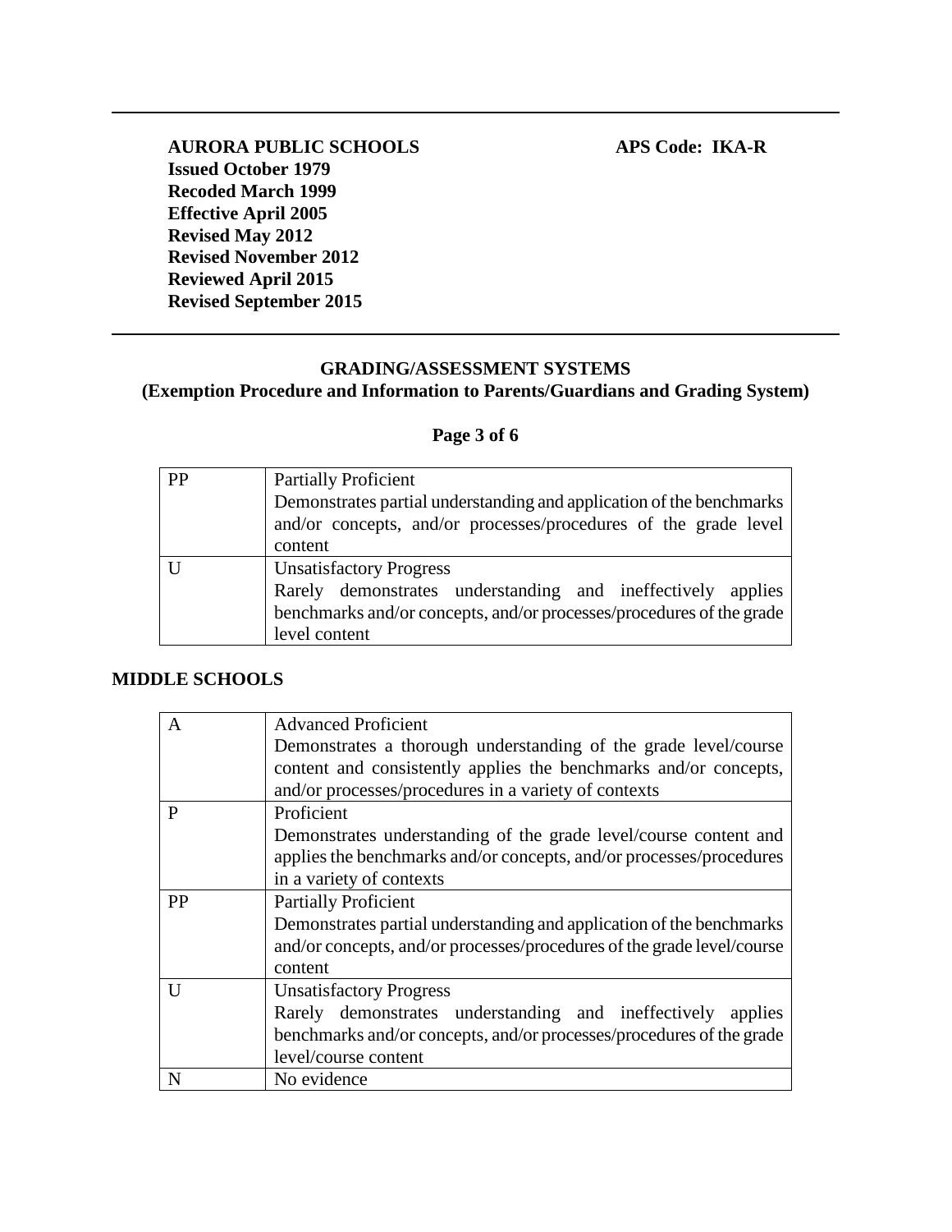**AURORA PUBLIC SCHOOLS** **APS Code: IKA-R**
**Issued October 1979**
**Recoded March 1999**
**Effective April 2005**
**Revised May 2012**
**Revised November 2012**
**Reviewed April 2015**
**Revised September 2015**

## GRADING/ASSESSMENT SYSTEMS
### (Exemption Procedure and Information to Parents/Guardians and Grading System)

| | |
|---|---|
| PP | Partially Proficient<br>Demonstrates partial understanding and application of the benchmarks and/or concepts, and/or processes/procedures of the grade level content |
| U | Unsatisfactory Progress<br>Rarely demonstrates understanding and ineffectively applies benchmarks and/or concepts, and/or processes/procedures of the grade level content |

**MIDDLE SCHOOLS**

| | |
|---|---|
| A | Advanced Proficient<br>Demonstrates a thorough understanding of the grade level/course content and consistently applies the benchmarks and/or concepts, and/or processes/procedures in a variety of contexts |
| P | Proficient<br>Demonstrates understanding of the grade level/course content and applies the benchmarks and/or concepts, and/or processes/procedures in a variety of contexts |
| PP | Partially Proficient<br>Demonstrates partial understanding and application of the benchmarks and/or concepts, and/or processes/procedures of the grade level/course content |
| U | Unsatisfactory Progress<br>Rarely demonstrates understanding and ineffectively applies benchmarks and/or concepts, and/or processes/procedures of the grade level/course content |
| N | No evidence |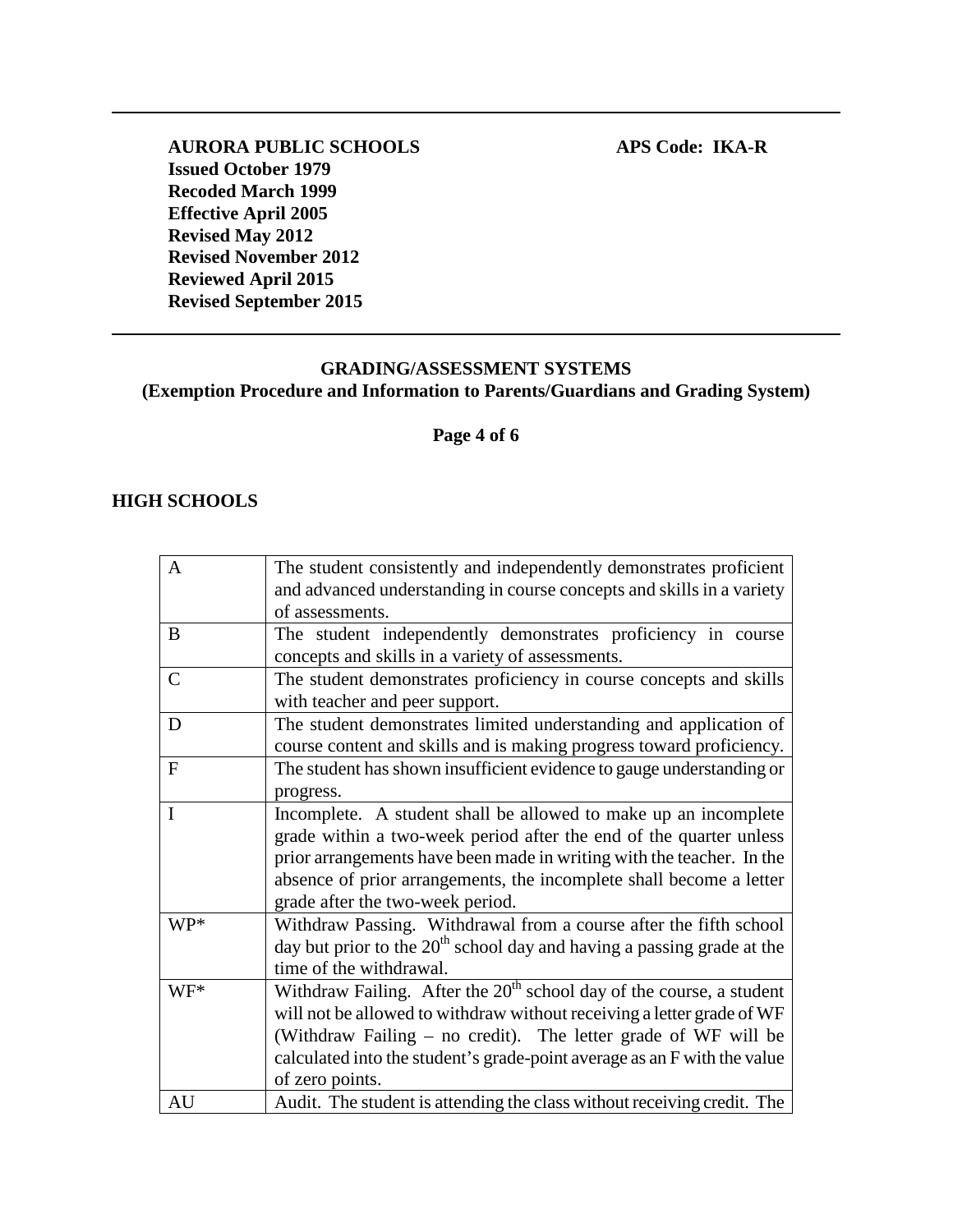**AURORA PUBLIC SCHOOLS** **APS Code: IKA-R**
**Issued October 1979**
**Recoded March 1999**
**Effective April 2005**
**Revised May 2012**
**Revised November 2012**
**Reviewed April 2015**
**Revised September 2015**

**GRADING/ASSESSMENT SYSTEMS**
**(Exemption Procedure and Information to Parents/Guardians and Grading System)**

## HIGH SCHOOLS

| | |
|---|---|
| A | The student consistently and independently demonstrates proficient and advanced understanding in course concepts and skills in a variety of assessments. |
| B | The student independently demonstrates proficiency in course concepts and skills in a variety of assessments. |
| C | The student demonstrates proficiency in course concepts and skills with teacher and peer support. |
| D | The student demonstrates limited understanding and application of course content and skills and is making progress toward proficiency. |
| F | The student has shown insufficient evidence to gauge understanding or progress. |
| I | Incomplete. A student shall be allowed to make up an incomplete grade within a two-week period after the end of the quarter unless prior arrangements have been made in writing with the teacher. In the absence of prior arrangements, the incomplete shall become a letter grade after the two-week period. |
| WP* | Withdraw Passing. Withdrawal from a course after the fifth school day but prior to the 20th school day and having a passing grade at the time of the withdrawal. |
| WF* | Withdraw Failing. After the 20th school day of the course, a student will not be allowed to withdraw without receiving a letter grade of WF (Withdraw Failing – no credit). The letter grade of WF will be calculated into the student's grade-point average as an F with the value of zero points. |
| AU | Audit. The student is attending the class without receiving credit. The |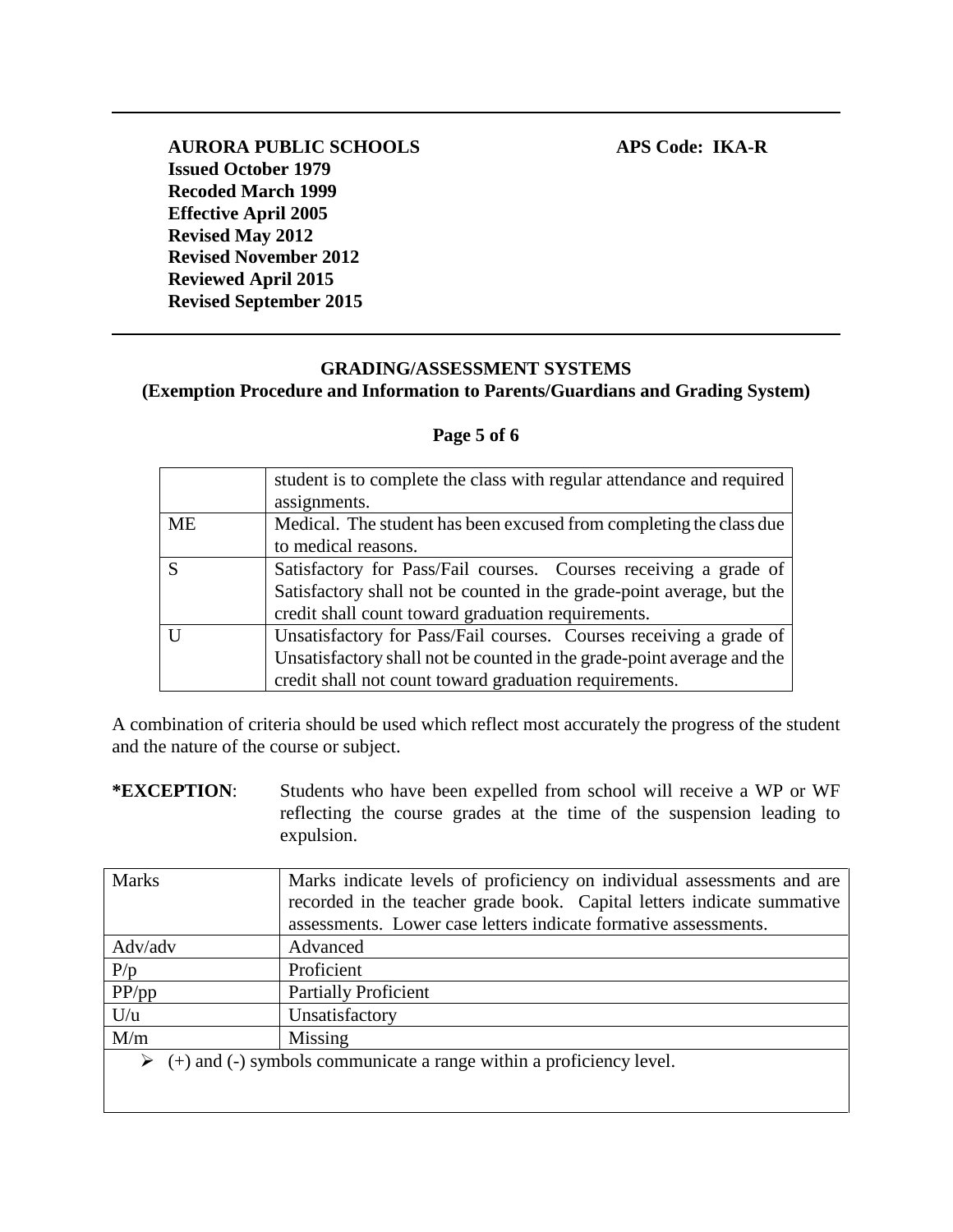| | |
|---|---|
| | student is to complete the class with regular attendance and required assignments. |
| ME | Medical. The student has been excused from completing the class due to medical reasons. |
| S | Satisfactory for Pass/Fail courses. Courses receiving a grade of Satisfactory shall not be counted in the grade-point average, but the credit shall count toward graduation requirements. |
| U | Unsatisfactory for Pass/Fail courses. Courses receiving a grade of Unsatisfactory shall not be counted in the grade-point average and the credit shall not count toward graduation requirements. |

A combination of criteria should be used which reflect most accurately the progress of the student and the nature of the course or subject.

**\*EXCEPTION**: Students who have been expelled from school will receive a WP or WF reflecting the course grades at the time of the suspension leading to expulsion.

| Marks | Marks indicate levels of proficiency on individual assessments and are recorded in the teacher grade book. Capital letters indicate summative assessments. Lower case letters indicate formative assessments. |
|---|---|
| Adv/adv | Advanced |
| P/p | Proficient |
| PP/pp | Partially Proficient |
| U/u | Unsatisfactory |
| M/m | Missing |
| ➢ (+) and (-) symbols communicate a range within a proficiency level. | |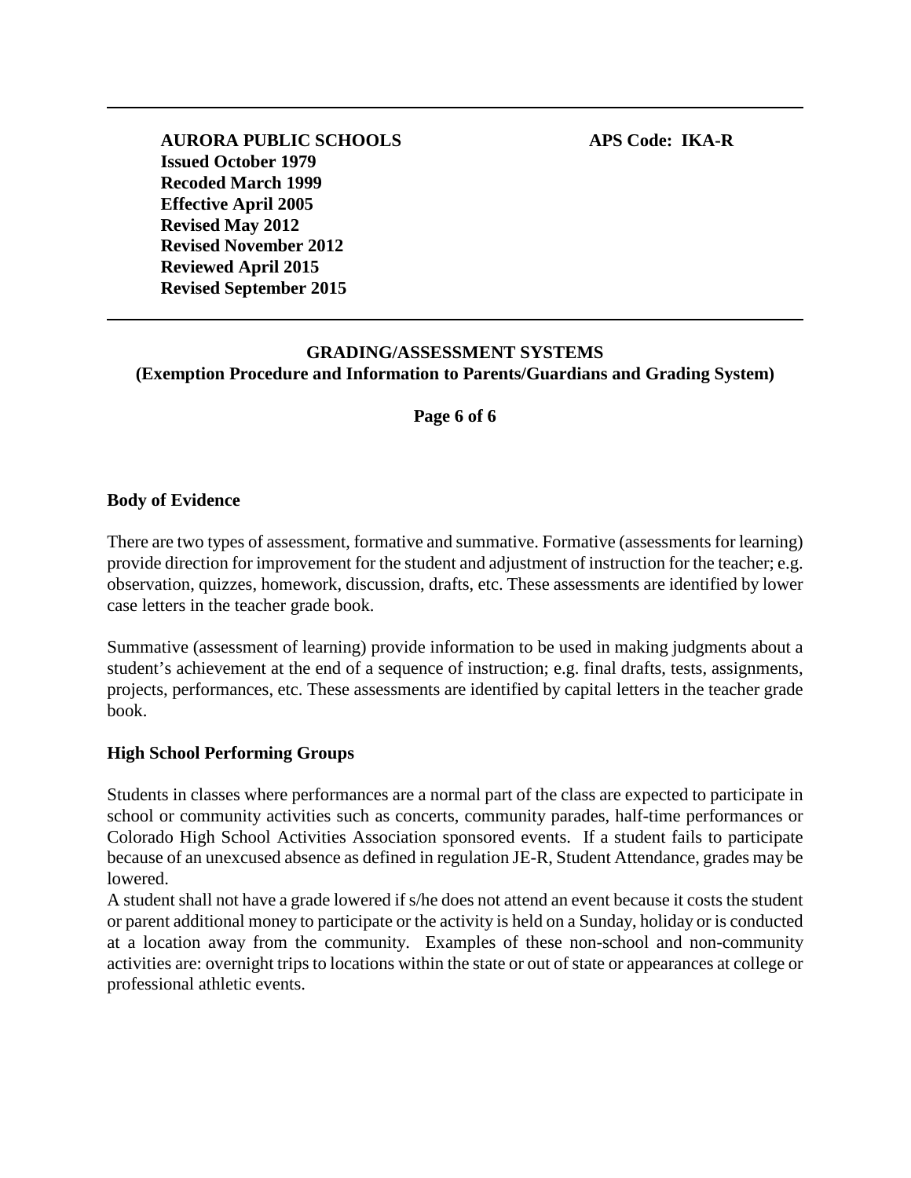## Body of Evidence

There are two types of assessment, formative and summative. Formative (assessments for learning) provide direction for improvement for the student and adjustment of instruction for the teacher; e.g. observation, quizzes, homework, discussion, drafts, etc. These assessments are identified by lower case letters in the teacher grade book.

Summative (assessment of learning) provide information to be used in making judgments about a student's achievement at the end of a sequence of instruction; e.g. final drafts, tests, assignments, projects, performances, etc. These assessments are identified by capital letters in the teacher grade book.

## High School Performing Groups

Students in classes where performances are a normal part of the class are expected to participate in school or community activities such as concerts, community parades, half-time performances or Colorado High School Activities Association sponsored events. If a student fails to participate because of an unexcused absence as defined in regulation JE-R, Student Attendance, grades may be lowered.

A student shall not have a grade lowered if s/he does not attend an event because it costs the student or parent additional money to participate or the activity is held on a Sunday, holiday or is conducted at a location away from the community. Examples of these non-school and non-community activities are: overnight trips to locations within the state or out of state or appearances at college or professional athletic events.